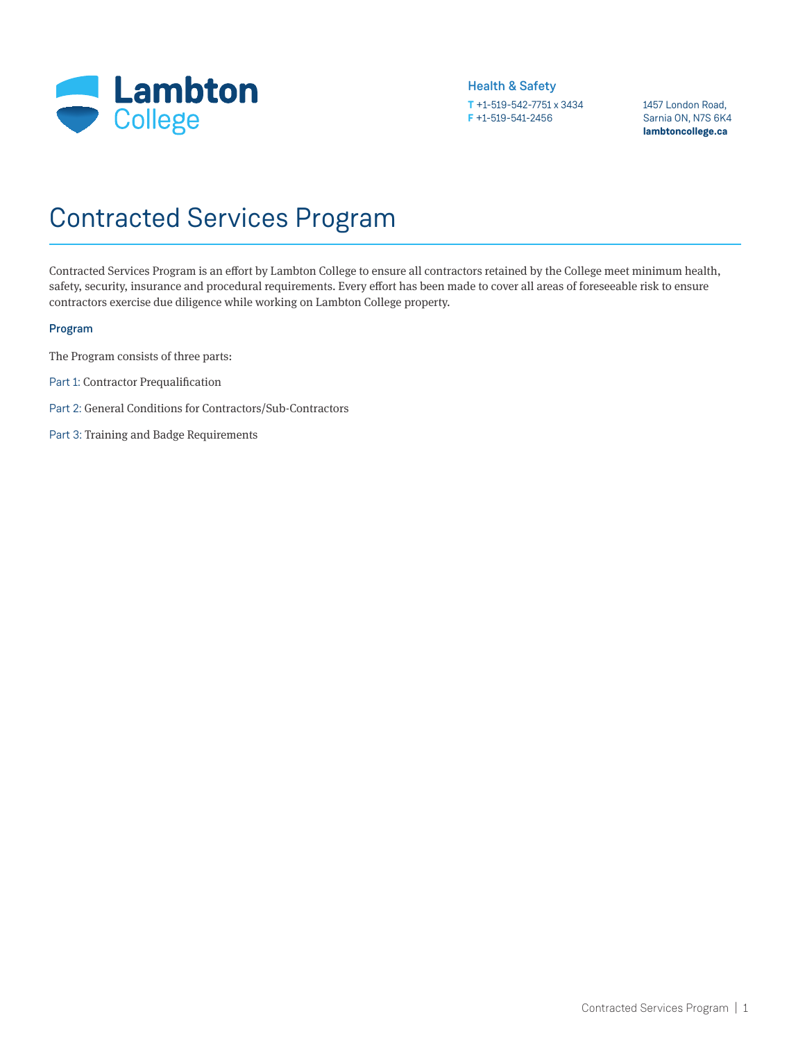Lambton College

Health & Safety
**T** +1-519-542-7751 x 3434
**F** +1-519-541-2456

1457 London Road,
Sarnia ON, N7S 6K4
**lambtoncollege.ca**

# Contracted Services Program

Contracted Services Program is an effort by Lambton College to ensure all contractors retained by the College meet minimum health, safety, security, insurance and procedural requirements. Every effort has been made to cover all areas of foreseeable risk to ensure contractors exercise due diligence while working on Lambton College property.

## Program

The Program consists of three parts:

Part 1: Contractor Prequalification

Part 2: General Conditions for Contractors/Sub-Contractors

Part 3: Training and Badge Requirements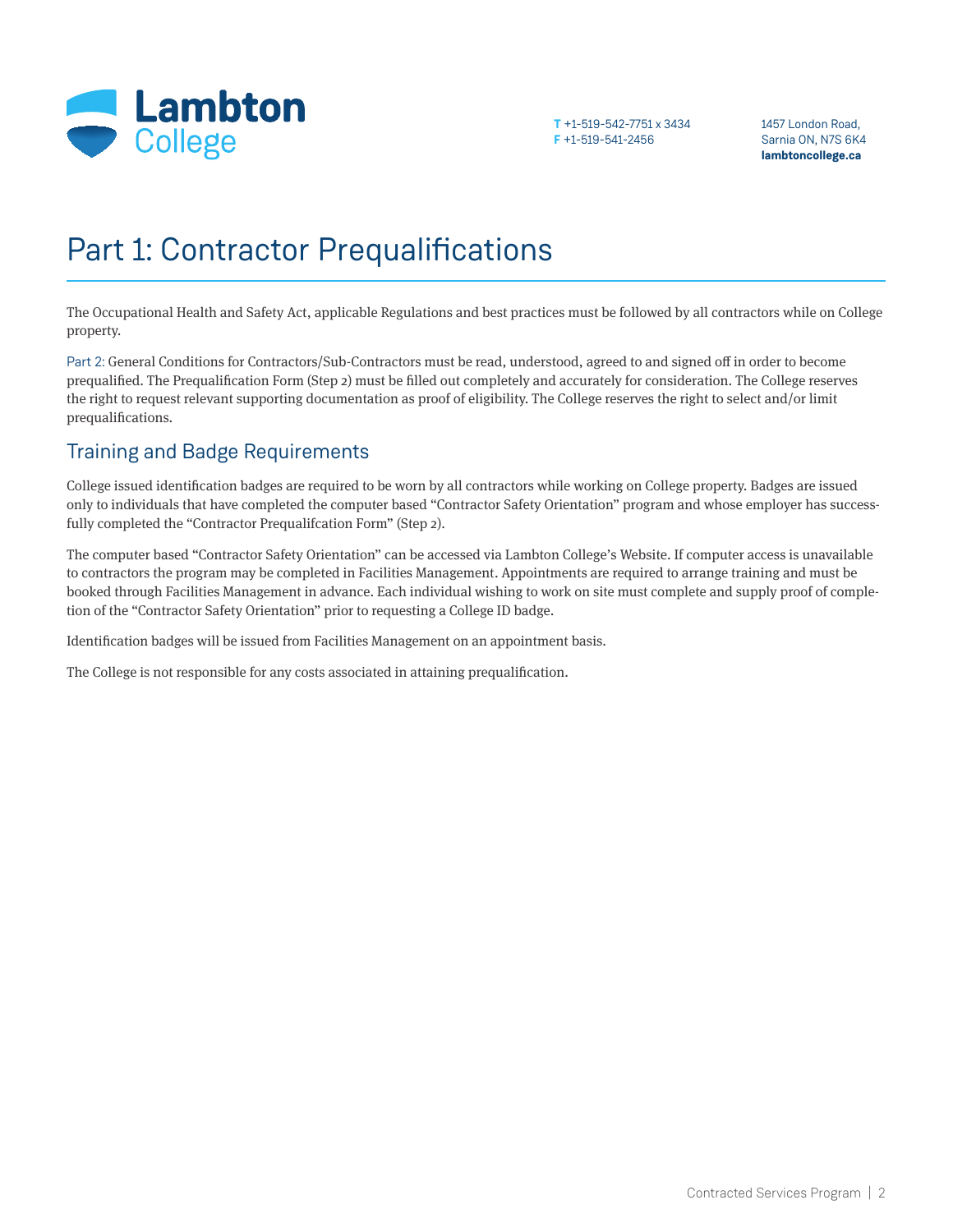# Part 1: Contractor Prequalifications

The Occupational Health and Safety Act, applicable Regulations and best practices must be followed by all contractors while on College property.

Part 2: General Conditions for Contractors/Sub-Contractors must be read, understood, agreed to and signed off in order to become prequalified. The Prequalification Form (Step 2) must be filled out completely and accurately for consideration. The College reserves the right to request relevant supporting documentation as proof of eligibility. The College reserves the right to select and/or limit prequalifications.

## Training and Badge Requirements

College issued identification badges are required to be worn by all contractors while working on College property. Badges are issued only to individuals that have completed the computer based "Contractor Safety Orientation" program and whose employer has successfully completed the "Contractor Prequalifcation Form" (Step 2).

The computer based "Contractor Safety Orientation" can be accessed via Lambton College's Website. If computer access is unavailable to contractors the program may be completed in Facilities Management. Appointments are required to arrange training and must be booked through Facilities Management in advance. Each individual wishing to work on site must complete and supply proof of completion of the "Contractor Safety Orientation" prior to requesting a College ID badge.

Identification badges will be issued from Facilities Management on an appointment basis.

The College is not responsible for any costs associated in attaining prequalification.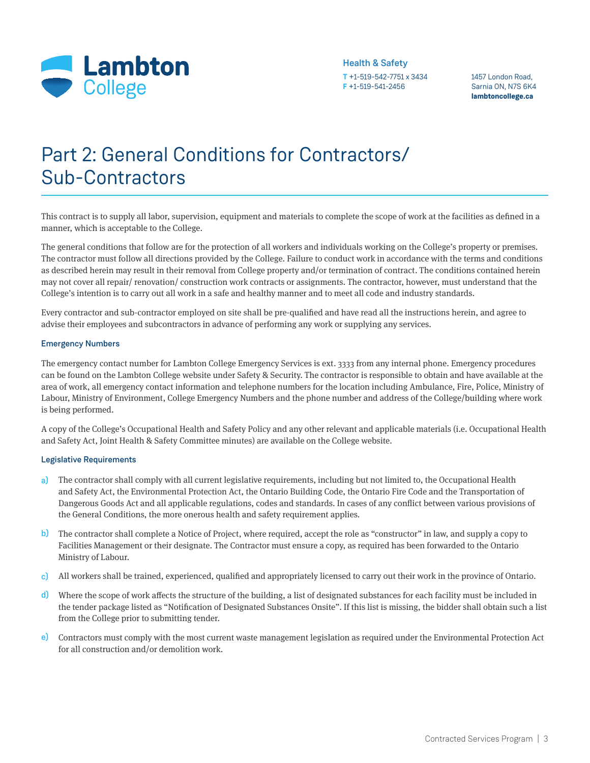Health & Safety

**T** +1-519-542-7751 x 3434
**F** +1-519-541-2456

1457 London Road,
Sarnia ON, N7S 6K4
**lambtoncollege.ca**

# Part 2: General Conditions for Contractors/ Sub-Contractors

This contract is to supply all labor, supervision, equipment and materials to complete the scope of work at the facilities as defined in a manner, which is acceptable to the College.

The general conditions that follow are for the protection of all workers and individuals working on the College's property or premises. The contractor must follow all directions provided by the College. Failure to conduct work in accordance with the terms and conditions as described herein may result in their removal from College property and/or termination of contract. The conditions contained herein may not cover all repair/ renovation/ construction work contracts or assignments. The contractor, however, must understand that the College's intention is to carry out all work in a safe and healthy manner and to meet all code and industry standards.

Every contractor and sub-contractor employed on site shall be pre-qualified and have read all the instructions herein, and agree to advise their employees and subcontractors in advance of performing any work or supplying any services.

### Emergency Numbers

The emergency contact number for Lambton College Emergency Services is ext. 3333 from any internal phone. Emergency procedures can be found on the Lambton College website under Safety & Security. The contractor is responsible to obtain and have available at the area of work, all emergency contact information and telephone numbers for the location including Ambulance, Fire, Police, Ministry of Labour, Ministry of Environment, College Emergency Numbers and the phone number and address of the College/building where work is being performed.

A copy of the College's Occupational Health and Safety Policy and any other relevant and applicable materials (i.e. Occupational Health and Safety Act, Joint Health & Safety Committee minutes) are available on the College website.

### Legislative Requirements

a) The contractor shall comply with all current legislative requirements, including but not limited to, the Occupational Health and Safety Act, the Environmental Protection Act, the Ontario Building Code, the Ontario Fire Code and the Transportation of Dangerous Goods Act and all applicable regulations, codes and standards. In cases of any conflict between various provisions of the General Conditions, the more onerous health and safety requirement applies.

b) The contractor shall complete a Notice of Project, where required, accept the role as "constructor" in law, and supply a copy to Facilities Management or their designate. The Contractor must ensure a copy, as required has been forwarded to the Ontario Ministry of Labour.

c) All workers shall be trained, experienced, qualified and appropriately licensed to carry out their work in the province of Ontario.

d) Where the scope of work affects the structure of the building, a list of designated substances for each facility must be included in the tender package listed as "Notification of Designated Substances Onsite". If this list is missing, the bidder shall obtain such a list from the College prior to submitting tender.

e) Contractors must comply with the most current waste management legislation as required under the Environmental Protection Act for all construction and/or demolition work.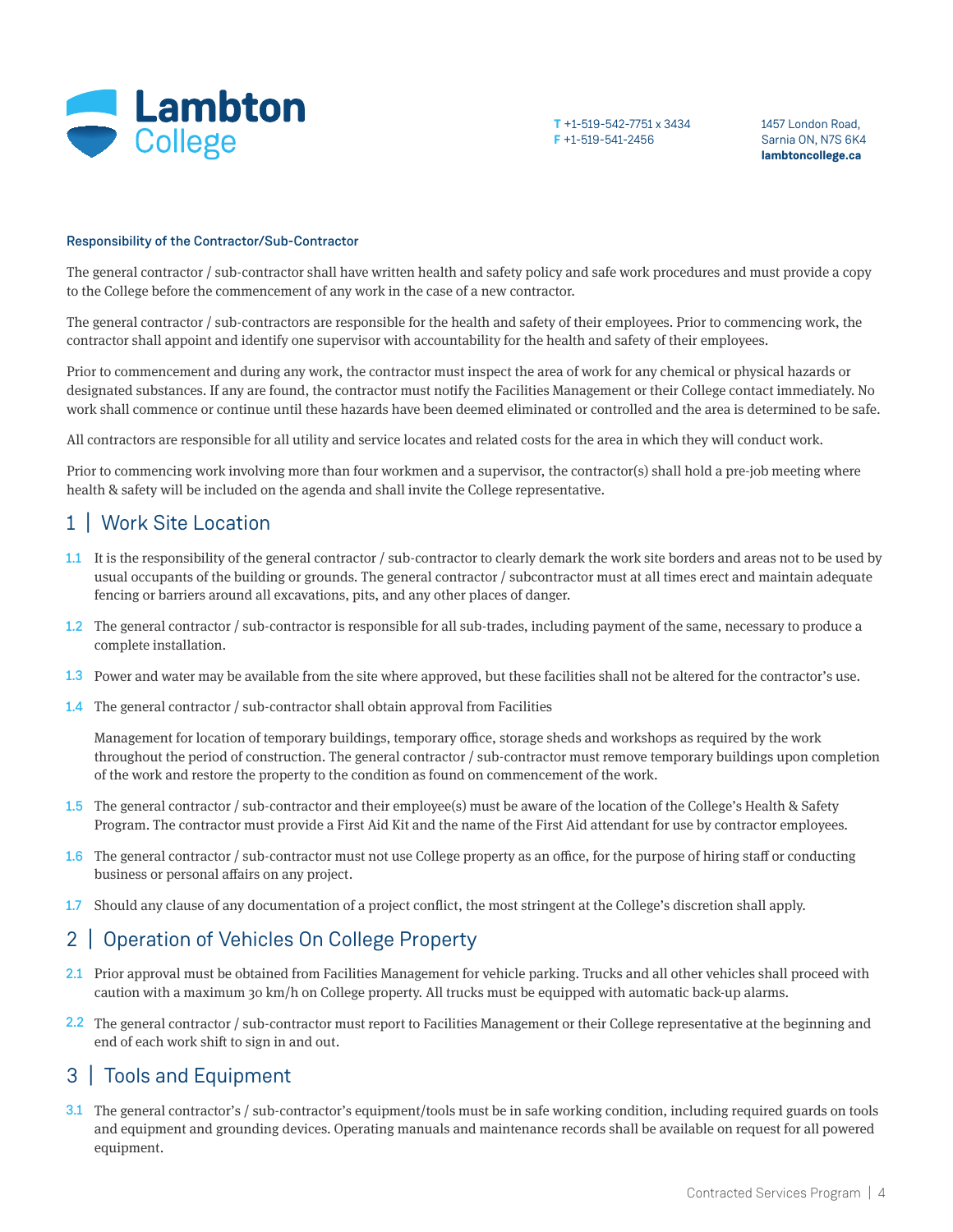**Responsibility of the Contractor/Sub-Contractor**

The general contractor / sub-contractor shall have written health and safety policy and safe work procedures and must provide a copy to the College before the commencement of any work in the case of a new contractor.

The general contractor / sub-contractors are responsible for the health and safety of their employees. Prior to commencing work, the contractor shall appoint and identify one supervisor with accountability for the health and safety of their employees.

Prior to commencement and during any work, the contractor must inspect the area of work for any chemical or physical hazards or designated substances. If any are found, the contractor must notify the Facilities Management or their College contact immediately. No work shall commence or continue until these hazards have been deemed eliminated or controlled and the area is determined to be safe.

All contractors are responsible for all utility and service locates and related costs for the area in which they will conduct work.

Prior to commencing work involving more than four workmen and a supervisor, the contractor(s) shall hold a pre-job meeting where health & safety will be included on the agenda and shall invite the College representative.

## 1 | Work Site Location

1.1 It is the responsibility of the general contractor / sub-contractor to clearly demark the work site borders and areas not to be used by usual occupants of the building or grounds. The general contractor / subcontractor must at all times erect and maintain adequate fencing or barriers around all excavations, pits, and any other places of danger.

1.2 The general contractor / sub-contractor is responsible for all sub-trades, including payment of the same, necessary to produce a complete installation.

1.3 Power and water may be available from the site where approved, but these facilities shall not be altered for the contractor's use.

1.4 The general contractor / sub-contractor shall obtain approval from Facilities

Management for location of temporary buildings, temporary office, storage sheds and workshops as required by the work throughout the period of construction. The general contractor / sub-contractor must remove temporary buildings upon completion of the work and restore the property to the condition as found on commencement of the work.

1.5 The general contractor / sub-contractor and their employee(s) must be aware of the location of the College's Health & Safety Program. The contractor must provide a First Aid Kit and the name of the First Aid attendant for use by contractor employees.

1.6 The general contractor / sub-contractor must not use College property as an office, for the purpose of hiring staff or conducting business or personal affairs on any project.

1.7 Should any clause of any documentation of a project conflict, the most stringent at the College's discretion shall apply.

## 2 | Operation of Vehicles On College Property

2.1 Prior approval must be obtained from Facilities Management for vehicle parking. Trucks and all other vehicles shall proceed with caution with a maximum 30 km/h on College property. All trucks must be equipped with automatic back-up alarms.

2.2 The general contractor / sub-contractor must report to Facilities Management or their College representative at the beginning and end of each work shift to sign in and out.

## 3 | Tools and Equipment

3.1 The general contractor's / sub-contractor's equipment/tools must be in safe working condition, including required guards on tools and equipment and grounding devices. Operating manuals and maintenance records shall be available on request for all powered equipment.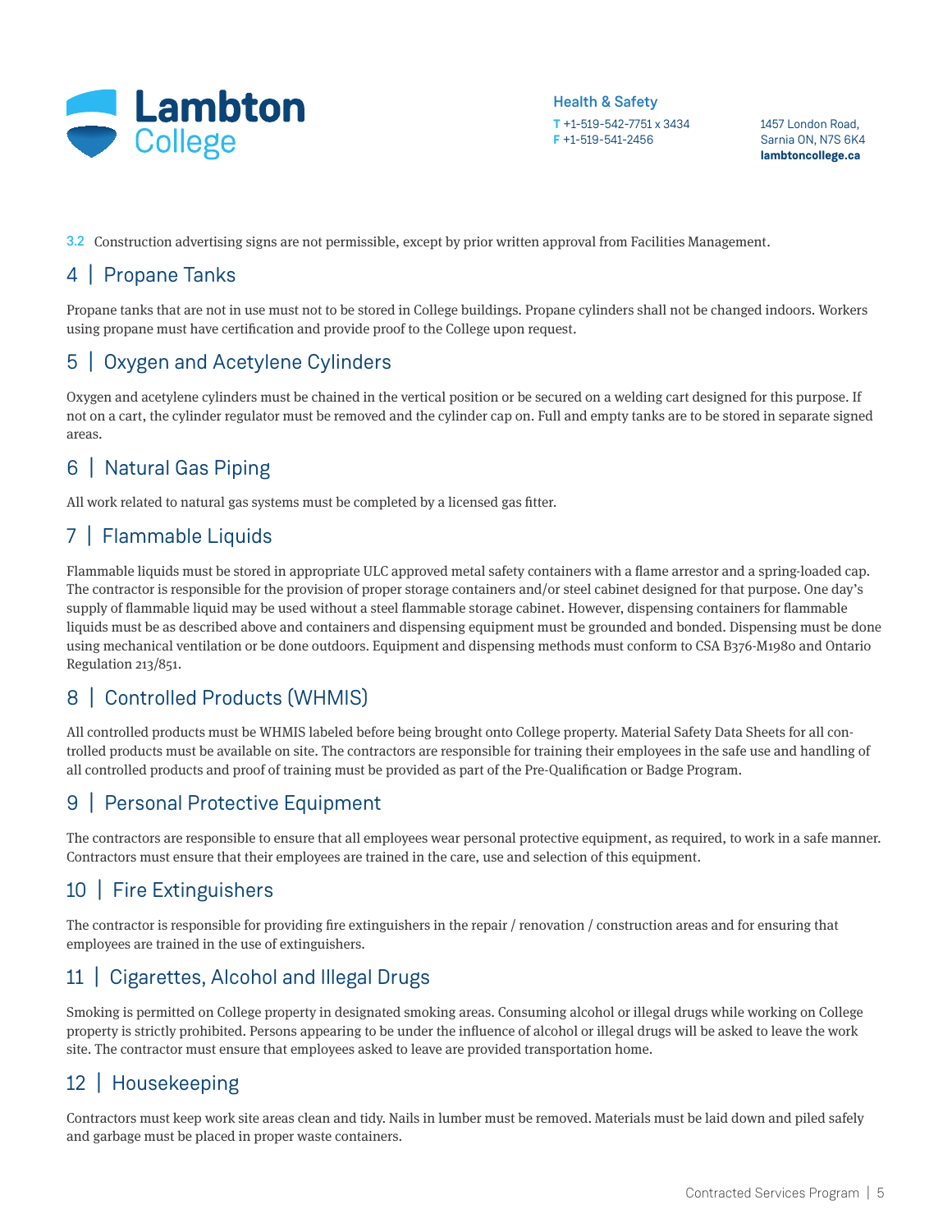**3.2** Construction advertising signs are not permissible, except by prior written approval from Facilities Management.

## 4 | Propane Tanks

Propane tanks that are not in use must not to be stored in College buildings. Propane cylinders shall not be changed indoors. Workers using propane must have certification and provide proof to the College upon request.

## 5 | Oxygen and Acetylene Cylinders

Oxygen and acetylene cylinders must be chained in the vertical position or be secured on a welding cart designed for this purpose. If not on a cart, the cylinder regulator must be removed and the cylinder cap on. Full and empty tanks are to be stored in separate signed areas.

## 6 | Natural Gas Piping

All work related to natural gas systems must be completed by a licensed gas fitter.

## 7 | Flammable Liquids

Flammable liquids must be stored in appropriate ULC approved metal safety containers with a flame arrestor and a spring-loaded cap. The contractor is responsible for the provision of proper storage containers and/or steel cabinet designed for that purpose. One day's supply of flammable liquid may be used without a steel flammable storage cabinet. However, dispensing containers for flammable liquids must be as described above and containers and dispensing equipment must be grounded and bonded. Dispensing must be done using mechanical ventilation or be done outdoors. Equipment and dispensing methods must conform to CSA B376-M1980 and Ontario Regulation 213/851.

## 8 | Controlled Products (WHMIS)

All controlled products must be WHMIS labeled before being brought onto College property. Material Safety Data Sheets for all controlled products must be available on site. The contractors are responsible for training their employees in the safe use and handling of all controlled products and proof of training must be provided as part of the Pre-Qualification or Badge Program.

## 9 | Personal Protective Equipment

The contractors are responsible to ensure that all employees wear personal protective equipment, as required, to work in a safe manner. Contractors must ensure that their employees are trained in the care, use and selection of this equipment.

## 10 | Fire Extinguishers

The contractor is responsible for providing fire extinguishers in the repair / renovation / construction areas and for ensuring that employees are trained in the use of extinguishers.

## 11 | Cigarettes, Alcohol and Illegal Drugs

Smoking is permitted on College property in designated smoking areas. Consuming alcohol or illegal drugs while working on College property is strictly prohibited. Persons appearing to be under the influence of alcohol or illegal drugs will be asked to leave the work site. The contractor must ensure that employees asked to leave are provided transportation home.

## 12 | Housekeeping

Contractors must keep work site areas clean and tidy. Nails in lumber must be removed. Materials must be laid down and piled safely and garbage must be placed in proper waste containers.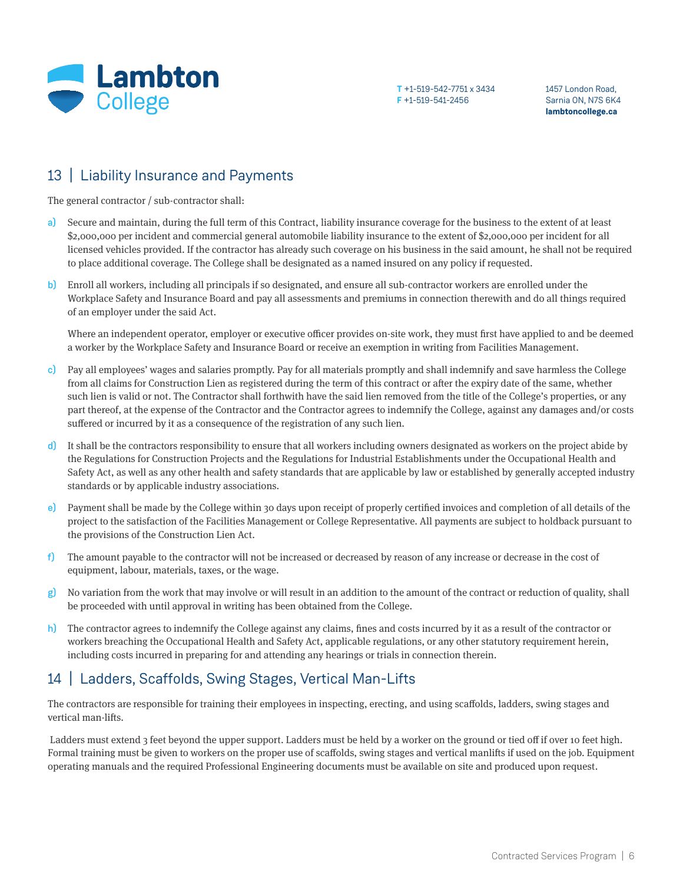## 13 | Liability Insurance and Payments

The general contractor / sub-contractor shall:

a) Secure and maintain, during the full term of this Contract, liability insurance coverage for the business to the extent of at least $2,000,000 per incident and commercial general automobile liability insurance to the extent of $2,000,000 per incident for all licensed vehicles provided. If the contractor has already such coverage on his business in the said amount, he shall not be required to place additional coverage. The College shall be designated as a named insured on any policy if requested.

b) Enroll all workers, including all principals if so designated, and ensure all sub-contractor workers are enrolled under the Workplace Safety and Insurance Board and pay all assessments and premiums in connection therewith and do all things required of an employer under the said Act.

   Where an independent operator, employer or executive officer provides on-site work, they must first have applied to and be deemed a worker by the Workplace Safety and Insurance Board or receive an exemption in writing from Facilities Management.

c) Pay all employees' wages and salaries promptly. Pay for all materials promptly and shall indemnify and save harmless the College from all claims for Construction Lien as registered during the term of this contract or after the expiry date of the same, whether such lien is valid or not. The Contractor shall forthwith have the said lien removed from the title of the College's properties, or any part thereof, at the expense of the Contractor and the Contractor agrees to indemnify the College, against any damages and/or costs suffered or incurred by it as a consequence of the registration of any such lien.

d) It shall be the contractors responsibility to ensure that all workers including owners designated as workers on the project abide by the Regulations for Construction Projects and the Regulations for Industrial Establishments under the Occupational Health and Safety Act, as well as any other health and safety standards that are applicable by law or established by generally accepted industry standards or by applicable industry associations.

e) Payment shall be made by the College within 30 days upon receipt of properly certified invoices and completion of all details of the project to the satisfaction of the Facilities Management or College Representative. All payments are subject to holdback pursuant to the provisions of the Construction Lien Act.

f) The amount payable to the contractor will not be increased or decreased by reason of any increase or decrease in the cost of equipment, labour, materials, taxes, or the wage.

g) No variation from the work that may involve or will result in an addition to the amount of the contract or reduction of quality, shall be proceeded with until approval in writing has been obtained from the College.

h) The contractor agrees to indemnify the College against any claims, fines and costs incurred by it as a result of the contractor or workers breaching the Occupational Health and Safety Act, applicable regulations, or any other statutory requirement herein, including costs incurred in preparing for and attending any hearings or trials in connection therein.

## 14 | Ladders, Scaffolds, Swing Stages, Vertical Man-Lifts

The contractors are responsible for training their employees in inspecting, erecting, and using scaffolds, ladders, swing stages and vertical man-lifts.

Ladders must extend 3 feet beyond the upper support. Ladders must be held by a worker on the ground or tied off if over 10 feet high. Formal training must be given to workers on the proper use of scaffolds, swing stages and vertical manlifts if used on the job. Equipment operating manuals and the required Professional Engineering documents must be available on site and produced upon request.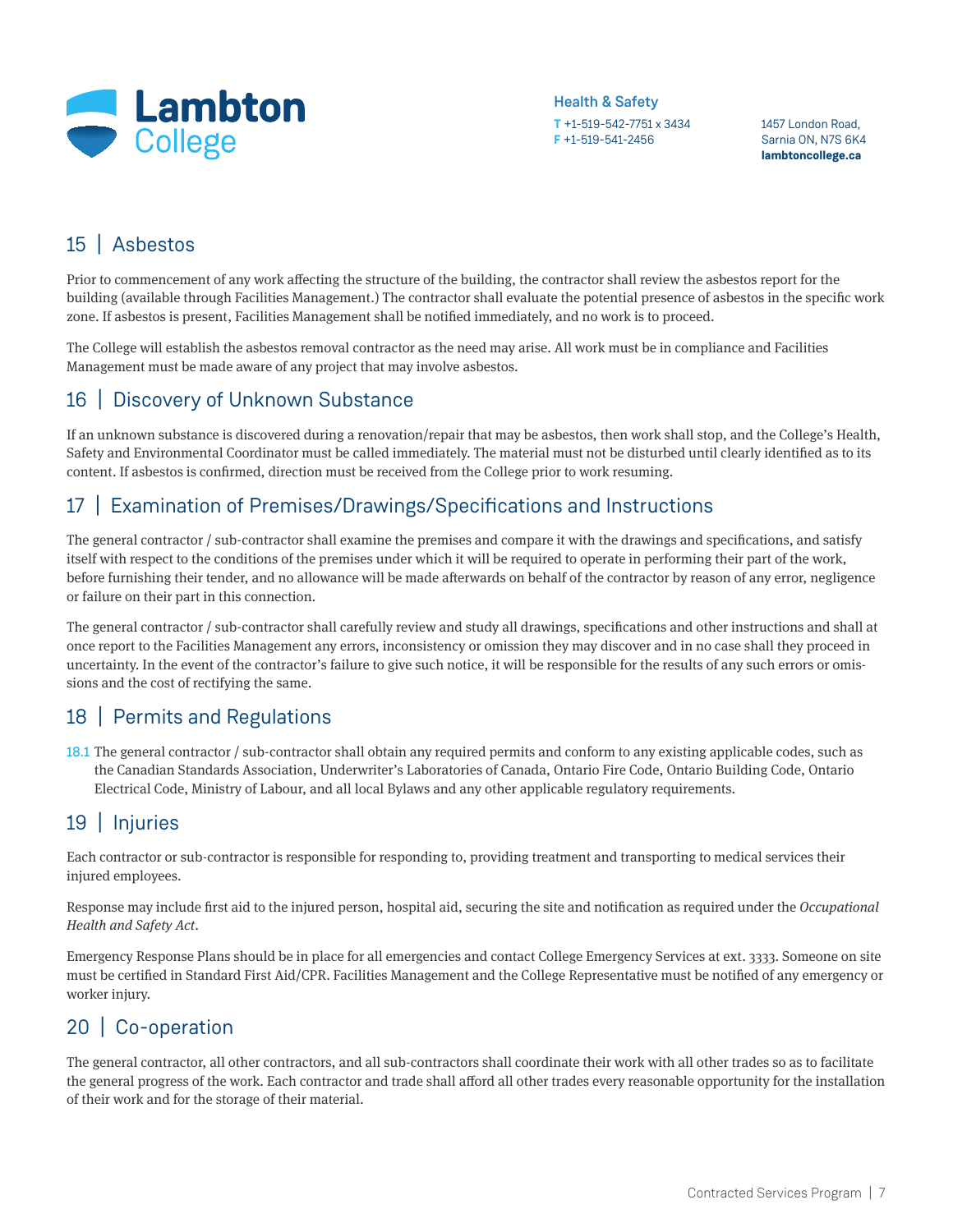## 15 | Asbestos

Prior to commencement of any work affecting the structure of the building, the contractor shall review the asbestos report for the building (available through Facilities Management.) The contractor shall evaluate the potential presence of asbestos in the specific work zone. If asbestos is present, Facilities Management shall be notified immediately, and no work is to proceed.

The College will establish the asbestos removal contractor as the need may arise. All work must be in compliance and Facilities Management must be made aware of any project that may involve asbestos.

## 16 | Discovery of Unknown Substance

If an unknown substance is discovered during a renovation/repair that may be asbestos, then work shall stop, and the College's Health, Safety and Environmental Coordinator must be called immediately. The material must not be disturbed until clearly identified as to its content. If asbestos is confirmed, direction must be received from the College prior to work resuming.

## 17 | Examination of Premises/Drawings/Specifications and Instructions

The general contractor / sub-contractor shall examine the premises and compare it with the drawings and specifications, and satisfy itself with respect to the conditions of the premises under which it will be required to operate in performing their part of the work, before furnishing their tender, and no allowance will be made afterwards on behalf of the contractor by reason of any error, negligence or failure on their part in this connection.

The general contractor / sub-contractor shall carefully review and study all drawings, specifications and other instructions and shall at once report to the Facilities Management any errors, inconsistency or omission they may discover and in no case shall they proceed in uncertainty. In the event of the contractor's failure to give such notice, it will be responsible for the results of any such errors or omissions and the cost of rectifying the same.

## 18 | Permits and Regulations

18.1 The general contractor / sub-contractor shall obtain any required permits and conform to any existing applicable codes, such as the Canadian Standards Association, Underwriter's Laboratories of Canada, Ontario Fire Code, Ontario Building Code, Ontario Electrical Code, Ministry of Labour, and all local Bylaws and any other applicable regulatory requirements.

## 19 | Injuries

Each contractor or sub-contractor is responsible for responding to, providing treatment and transporting to medical services their injured employees.

Response may include first aid to the injured person, hospital aid, securing the site and notification as required under the *Occupational Health and Safety Act*.

Emergency Response Plans should be in place for all emergencies and contact College Emergency Services at ext. 3333. Someone on site must be certified in Standard First Aid/CPR. Facilities Management and the College Representative must be notified of any emergency or worker injury.

## 20 | Co-operation

The general contractor, all other contractors, and all sub-contractors shall coordinate their work with all other trades so as to facilitate the general progress of the work. Each contractor and trade shall afford all other trades every reasonable opportunity for the installation of their work and for the storage of their material.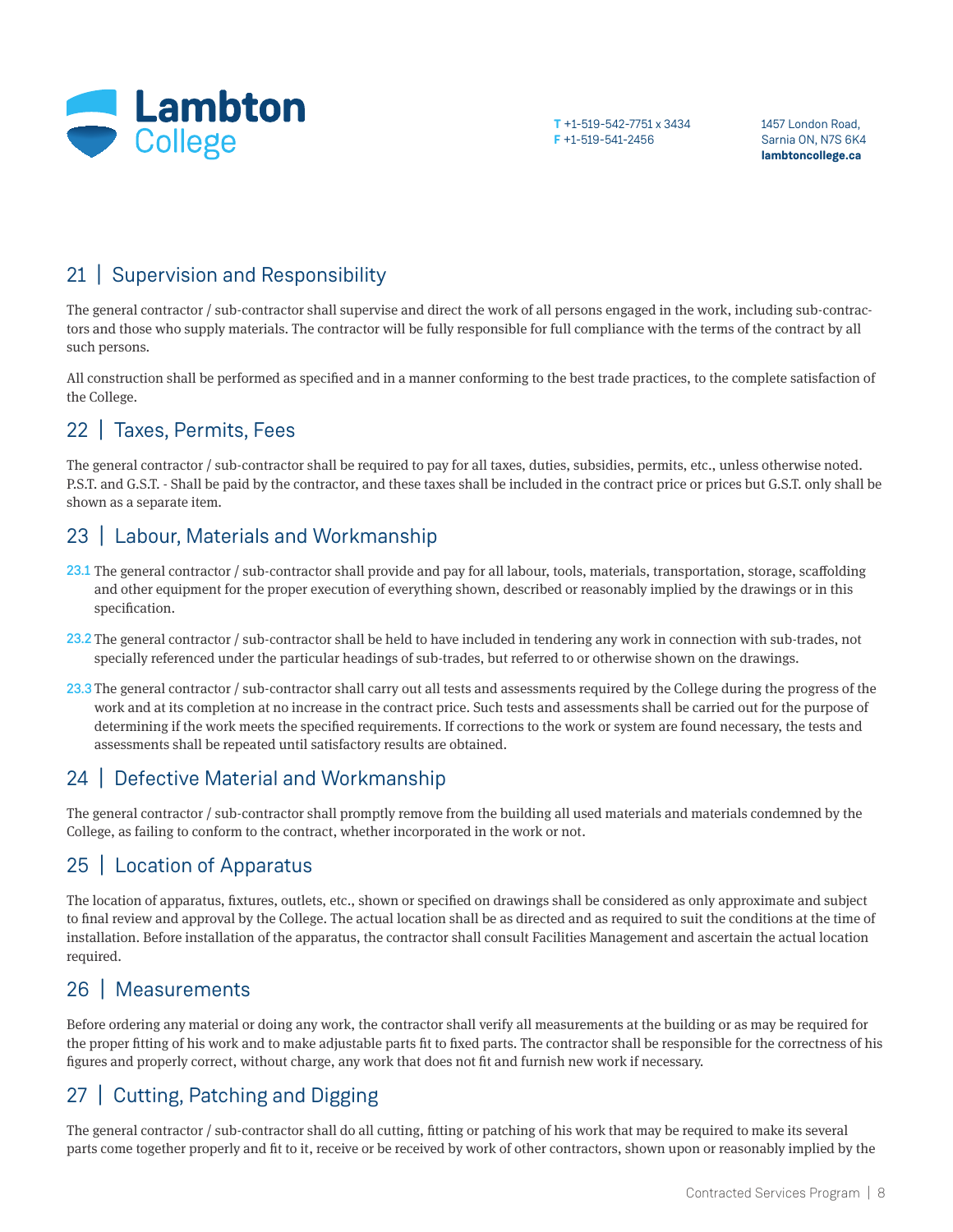## 21 | Supervision and Responsibility

The general contractor / sub-contractor shall supervise and direct the work of all persons engaged in the work, including sub-contractors and those who supply materials. The contractor will be fully responsible for full compliance with the terms of the contract by all such persons.

All construction shall be performed as specified and in a manner conforming to the best trade practices, to the complete satisfaction of the College.

## 22 | Taxes, Permits, Fees

The general contractor / sub-contractor shall be required to pay for all taxes, duties, subsidies, permits, etc., unless otherwise noted. P.S.T. and G.S.T. - Shall be paid by the contractor, and these taxes shall be included in the contract price or prices but G.S.T. only shall be shown as a separate item.

## 23 | Labour, Materials and Workmanship

**23.1** The general contractor / sub-contractor shall provide and pay for all labour, tools, materials, transportation, storage, scaffolding and other equipment for the proper execution of everything shown, described or reasonably implied by the drawings or in this specification.

**23.2** The general contractor / sub-contractor shall be held to have included in tendering any work in connection with sub-trades, not specially referenced under the particular headings of sub-trades, but referred to or otherwise shown on the drawings.

**23.3** The general contractor / sub-contractor shall carry out all tests and assessments required by the College during the progress of the work and at its completion at no increase in the contract price. Such tests and assessments shall be carried out for the purpose of determining if the work meets the specified requirements. If corrections to the work or system are found necessary, the tests and assessments shall be repeated until satisfactory results are obtained.

## 24 | Defective Material and Workmanship

The general contractor / sub-contractor shall promptly remove from the building all used materials and materials condemned by the College, as failing to conform to the contract, whether incorporated in the work or not.

## 25 | Location of Apparatus

The location of apparatus, fixtures, outlets, etc., shown or specified on drawings shall be considered as only approximate and subject to final review and approval by the College. The actual location shall be as directed and as required to suit the conditions at the time of installation. Before installation of the apparatus, the contractor shall consult Facilities Management and ascertain the actual location required.

## 26 | Measurements

Before ordering any material or doing any work, the contractor shall verify all measurements at the building or as may be required for the proper fitting of his work and to make adjustable parts fit to fixed parts. The contractor shall be responsible for the correctness of his figures and properly correct, without charge, any work that does not fit and furnish new work if necessary.

## 27 | Cutting, Patching and Digging

The general contractor / sub-contractor shall do all cutting, fitting or patching of his work that may be required to make its several parts come together properly and fit to it, receive or be received by work of other contractors, shown upon or reasonably implied by the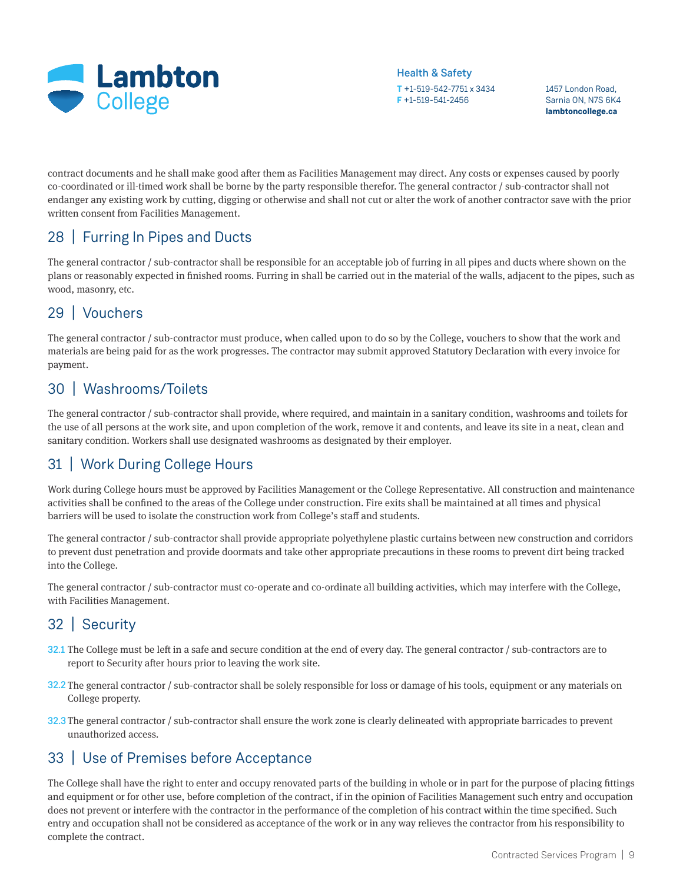contract documents and he shall make good after them as Facilities Management may direct. Any costs or expenses caused by poorly co-coordinated or ill-timed work shall be borne by the party responsible therefor. The general contractor / sub-contractor shall not endanger any existing work by cutting, digging or otherwise and shall not cut or alter the work of another contractor save with the prior written consent from Facilities Management.

## 28 | Furring In Pipes and Ducts

The general contractor / sub-contractor shall be responsible for an acceptable job of furring in all pipes and ducts where shown on the plans or reasonably expected in finished rooms. Furring in shall be carried out in the material of the walls, adjacent to the pipes, such as wood, masonry, etc.

## 29 | Vouchers

The general contractor / sub-contractor must produce, when called upon to do so by the College, vouchers to show that the work and materials are being paid for as the work progresses. The contractor may submit approved Statutory Declaration with every invoice for payment.

## 30 | Washrooms/Toilets

The general contractor / sub-contractor shall provide, where required, and maintain in a sanitary condition, washrooms and toilets for the use of all persons at the work site, and upon completion of the work, remove it and contents, and leave its site in a neat, clean and sanitary condition. Workers shall use designated washrooms as designated by their employer.

## 31 | Work During College Hours

Work during College hours must be approved by Facilities Management or the College Representative. All construction and maintenance activities shall be confined to the areas of the College under construction. Fire exits shall be maintained at all times and physical barriers will be used to isolate the construction work from College's staff and students.

The general contractor / sub-contractor shall provide appropriate polyethylene plastic curtains between new construction and corridors to prevent dust penetration and provide doormats and take other appropriate precautions in these rooms to prevent dirt being tracked into the College.

The general contractor / sub-contractor must co-operate and co-ordinate all building activities, which may interfere with the College, with Facilities Management.

## 32 | Security

32.1 The College must be left in a safe and secure condition at the end of every day. The general contractor / sub-contractors are to report to Security after hours prior to leaving the work site.

32.2 The general contractor / sub-contractor shall be solely responsible for loss or damage of his tools, equipment or any materials on College property.

32.3 The general contractor / sub-contractor shall ensure the work zone is clearly delineated with appropriate barricades to prevent unauthorized access.

## 33 | Use of Premises before Acceptance

The College shall have the right to enter and occupy renovated parts of the building in whole or in part for the purpose of placing fittings and equipment or for other use, before completion of the contract, if in the opinion of Facilities Management such entry and occupation does not prevent or interfere with the contractor in the performance of the completion of his contract within the time specified. Such entry and occupation shall not be considered as acceptance of the work or in any way relieves the contractor from his responsibility to complete the contract.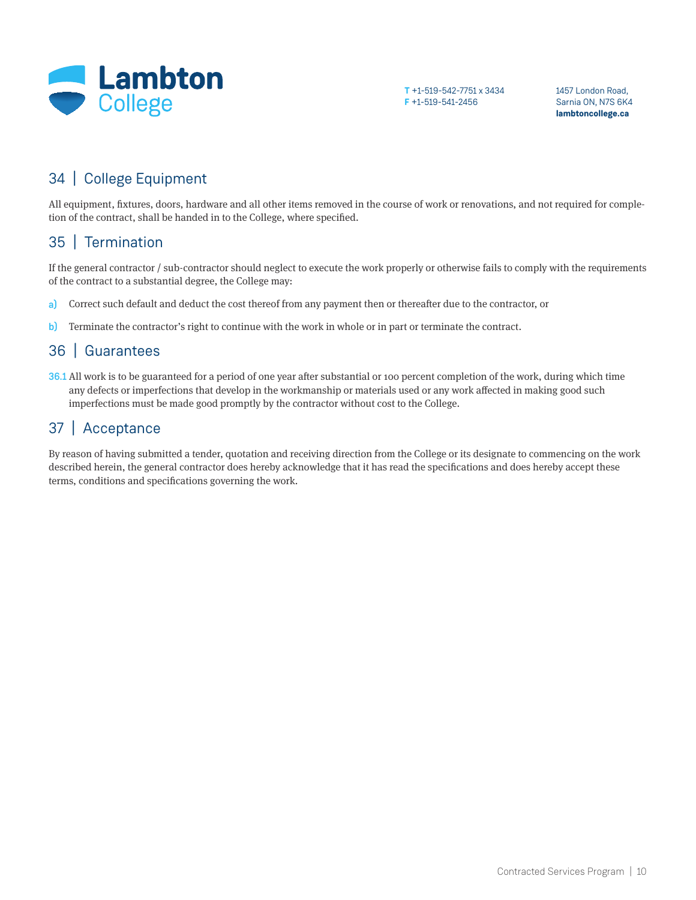## 34 | College Equipment

All equipment, fixtures, doors, hardware and all other items removed in the course of work or renovations, and not required for completion of the contract, shall be handed in to the College, where specified.

## 35 | Termination

If the general contractor / sub-contractor should neglect to execute the work properly or otherwise fails to comply with the requirements of the contract to a substantial degree, the College may:

a) Correct such default and deduct the cost thereof from any payment then or thereafter due to the contractor, or

b) Terminate the contractor's right to continue with the work in whole or in part or terminate the contract.

## 36 | Guarantees

36.1 All work is to be guaranteed for a period of one year after substantial or 100 percent completion of the work, during which time any defects or imperfections that develop in the workmanship or materials used or any work affected in making good such imperfections must be made good promptly by the contractor without cost to the College.

## 37 | Acceptance

By reason of having submitted a tender, quotation and receiving direction from the College or its designate to commencing on the work described herein, the general contractor does hereby acknowledge that it has read the specifications and does hereby accept these terms, conditions and specifications governing the work.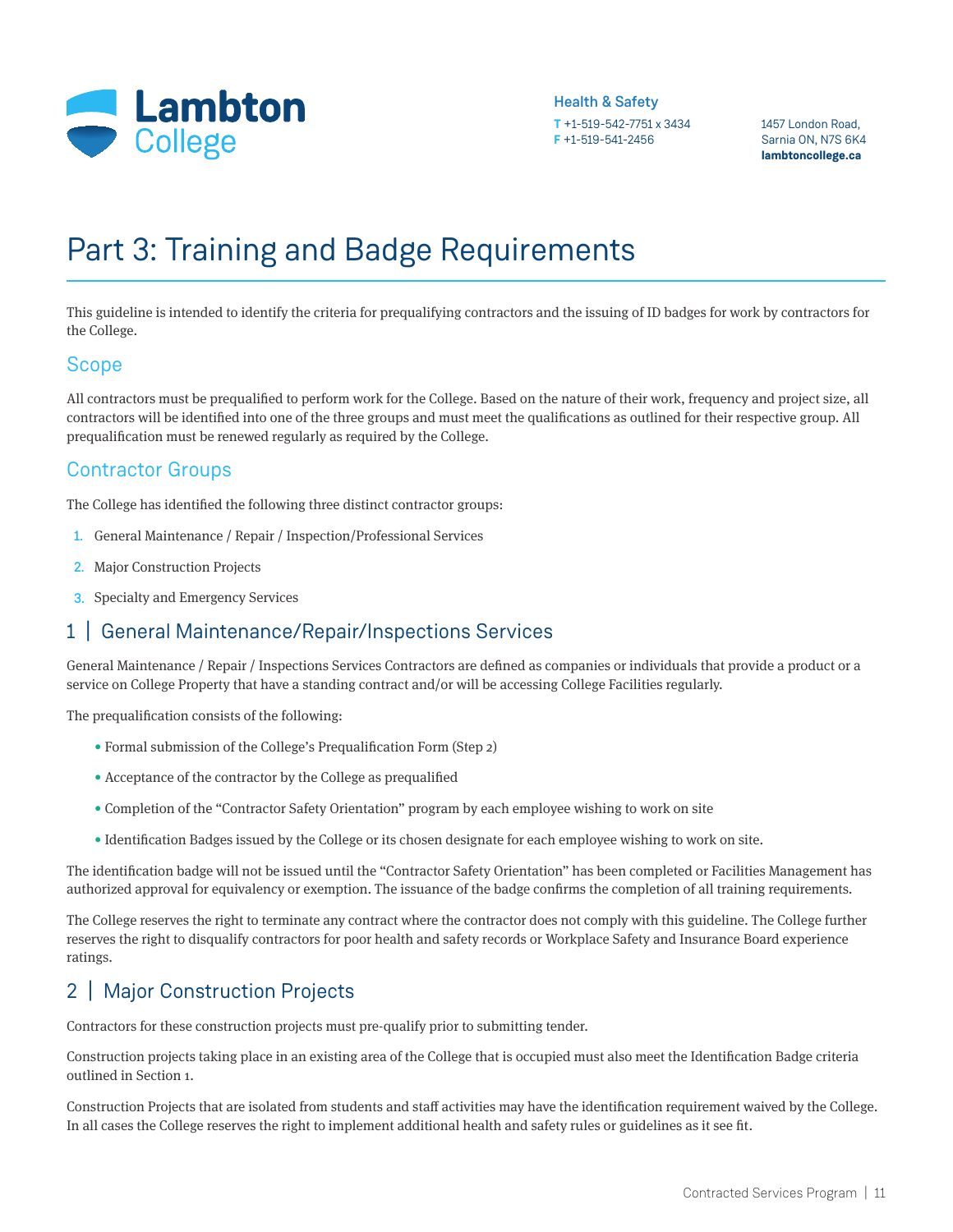Health & Safety
T +1-519-542-7751 x 3434
F +1-519-541-2456

1457 London Road,
Sarnia ON, N7S 6K4
lambtoncollege.ca

# Part 3: Training and Badge Requirements

This guideline is intended to identify the criteria for prequalifying contractors and the issuing of ID badges for work by contractors for the College.

## Scope

All contractors must be prequalified to perform work for the College. Based on the nature of their work, frequency and project size, all contractors will be identified into one of the three groups and must meet the qualifications as outlined for their respective group. All prequalification must be renewed regularly as required by the College.

## Contractor Groups

The College has identified the following three distinct contractor groups:

1. General Maintenance / Repair / Inspection/Professional Services
2. Major Construction Projects
3. Specialty and Emergency Services

## 1 | General Maintenance/Repair/Inspections Services

General Maintenance / Repair / Inspections Services Contractors are defined as companies or individuals that provide a product or a service on College Property that have a standing contract and/or will be accessing College Facilities regularly.

The prequalification consists of the following:

- Formal submission of the College's Prequalification Form (Step 2)
- Acceptance of the contractor by the College as prequalified
- Completion of the "Contractor Safety Orientation" program by each employee wishing to work on site
- Identification Badges issued by the College or its chosen designate for each employee wishing to work on site.

The identification badge will not be issued until the "Contractor Safety Orientation" has been completed or Facilities Management has authorized approval for equivalency or exemption. The issuance of the badge confirms the completion of all training requirements.

The College reserves the right to terminate any contract where the contractor does not comply with this guideline. The College further reserves the right to disqualify contractors for poor health and safety records or Workplace Safety and Insurance Board experience ratings.

## 2 | Major Construction Projects

Contractors for these construction projects must pre-qualify prior to submitting tender.

Construction projects taking place in an existing area of the College that is occupied must also meet the Identification Badge criteria outlined in Section 1.

Construction Projects that are isolated from students and staff activities may have the identification requirement waived by the College. In all cases the College reserves the right to implement additional health and safety rules or guidelines as it see fit.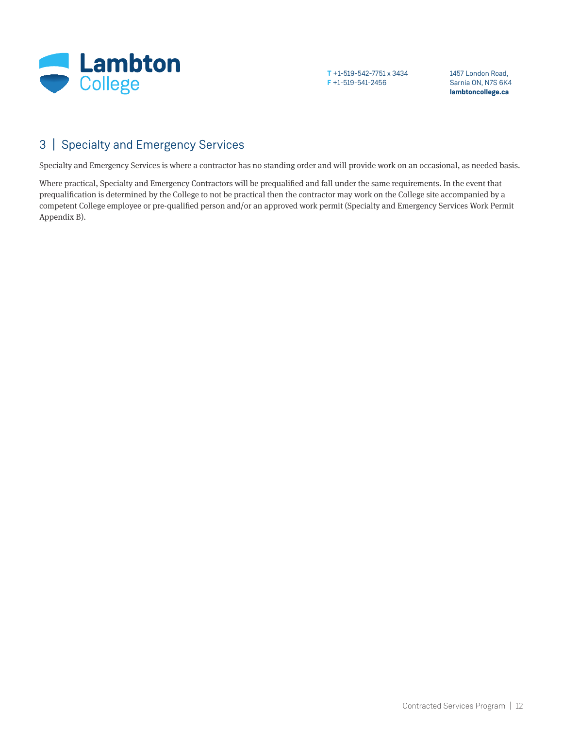## 3 | Specialty and Emergency Services

Specialty and Emergency Services is where a contractor has no standing order and will provide work on an occasional, as needed basis.

Where practical, Specialty and Emergency Contractors will be prequalified and fall under the same requirements. In the event that prequalification is determined by the College to not be practical then the contractor may work on the College site accompanied by a competent College employee or pre-qualified person and/or an approved work permit (Specialty and Emergency Services Work Permit Appendix B).